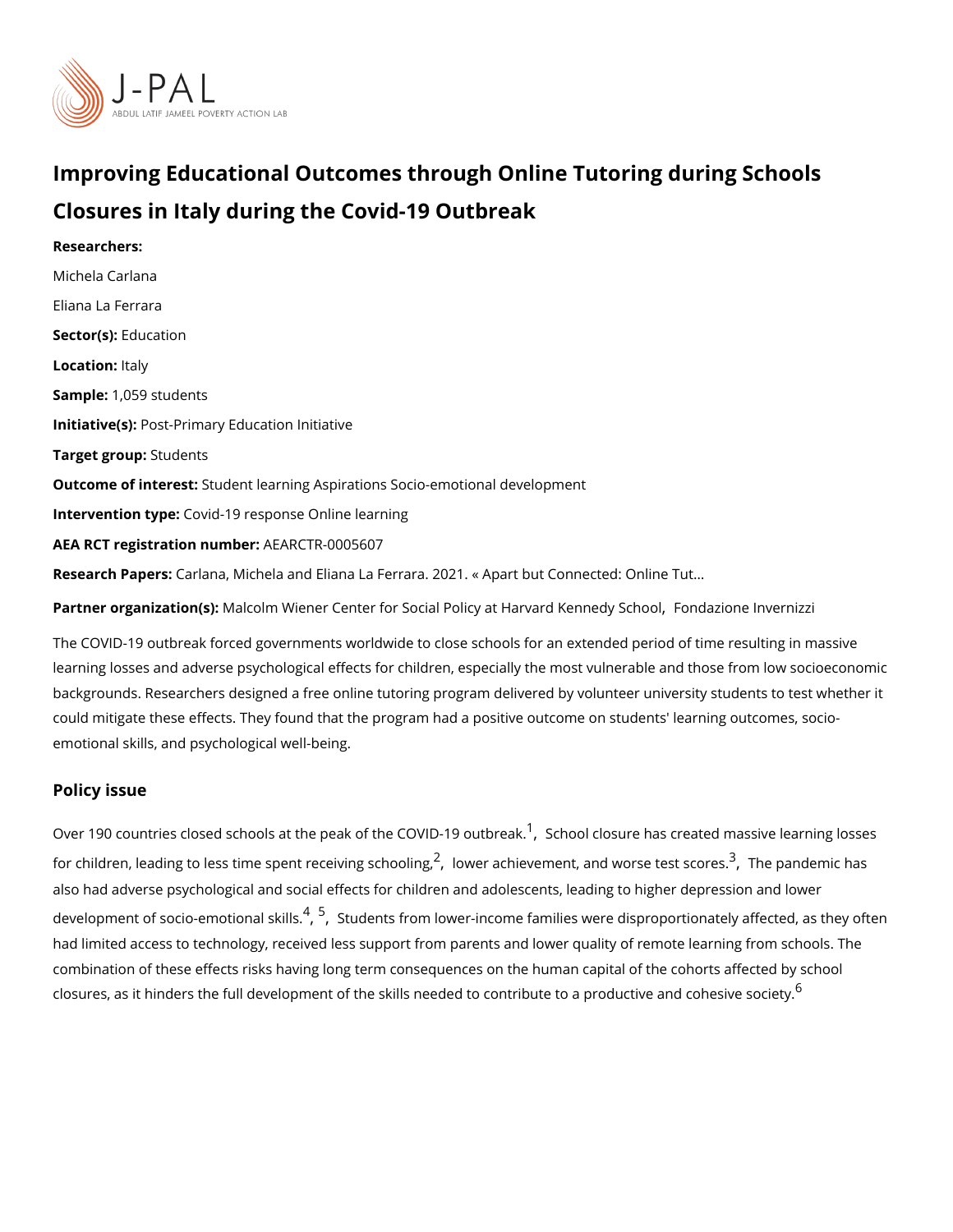# Improving Educational Outcomes through Online Tutoring during Schools Closures in Italy during the Covid-19 Outbreak

**Researchers:**

Michela Carlana

Eliana La Ferrara

**Sector(s):** Education

**Location:** Italy

**Sample:** 1,059 students

**Initiative(s):** Post-Primary Education Initiative

**Target group:** Students

**Outcome of interest:** Student learning Aspirations Socio-emotional development

**Intervention type:** Covid-19 response Online learning

**AEA RCT registration number:** AEARCTR-0005607

**Research Papers:** Carlana, Michela and Eliana La Ferrara. 2021. « Apart but Connected: Online Tut...

**Partner organization(s):** Malcolm Wiener Center for Social Policy at Harvard Kennedy School, Fondazione Invernizzi

The COVID-19 outbreak forced governments worldwide to close schools for an extended period of time resulting in massive learning losses and adverse psychological effects for children, especially the most vulnerable and those from low socioeconomic backgrounds. Researchers designed a free online tutoring program delivered by volunteer university students to test whether it could mitigate these effects. They found that the program had a positive outcome on students' learning outcomes, socio-emotional skills, and psychological well-being.

## Policy issue

Over 190 countries closed schools at the peak of the COVID-19 outbreak.[1], School closure has created massive learning losses for children, leading to less time spent receiving schooling,[2], lower achievement, and worse test scores.[3], The pandemic has also had adverse psychological and social effects for children and adolescents, leading to higher depression and lower development of socio-emotional skills.[4], [5], Students from lower-income families were disproportionately affected, as they often had limited access to technology, received less support from parents and lower quality of remote learning from schools. The combination of these effects risks having long term consequences on the human capital of the cohorts affected by school closures, as it hinders the full development of the skills needed to contribute to a productive and cohesive society.[6]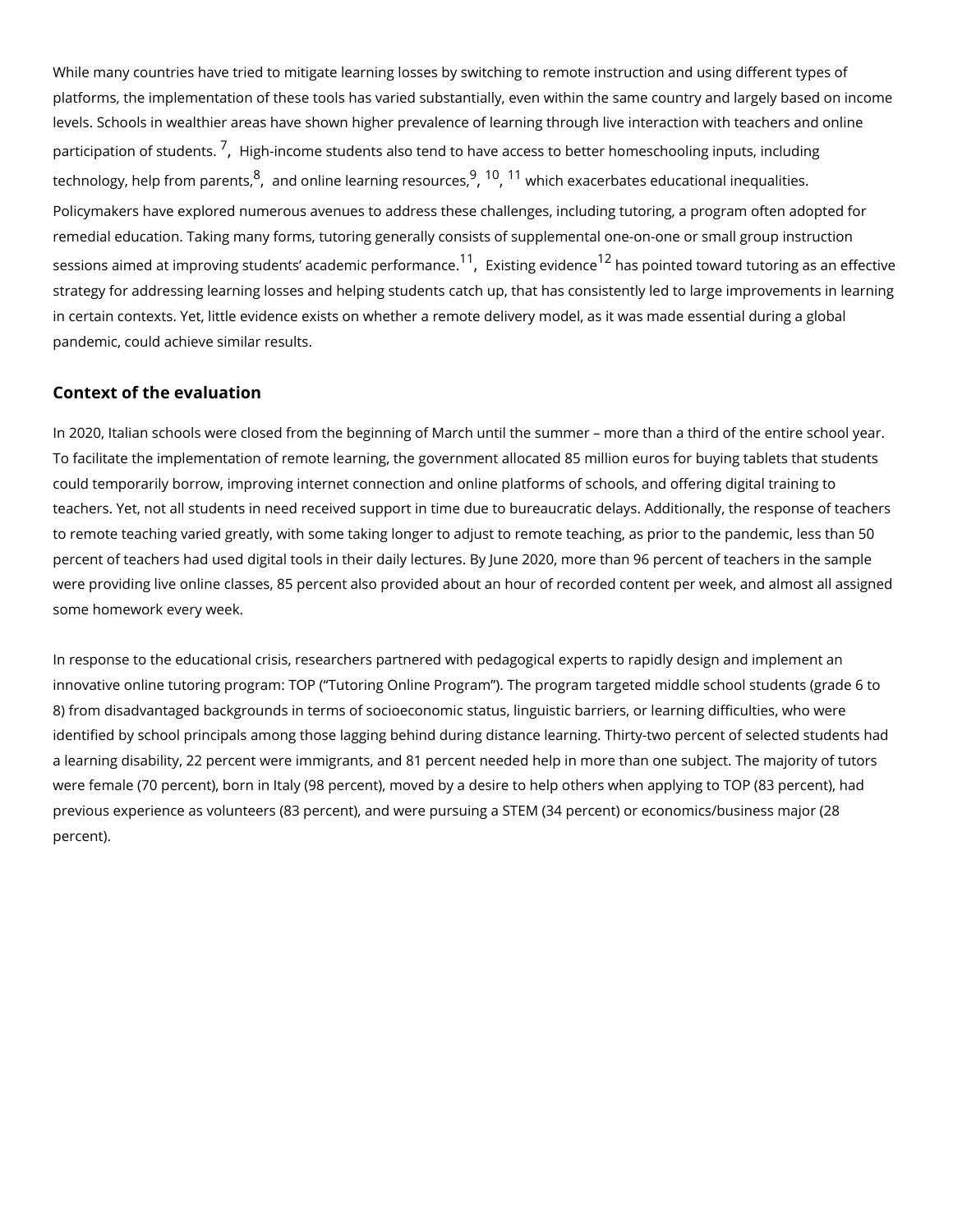While many countries have tried to mitigate learning losses by switching to remote instruction and using different types of platforms, the implementation of these tools has varied substantially, even within the same country and largely based on income levels. Schools in wealthier areas have shown higher prevalence of learning through live interaction with teachers and online participation of students.[7], High-income students also tend to have access to better homeschooling inputs, including technology, help from parents,[8], and online learning resources,[9], [10], [11] which exacerbates educational inequalities. Policymakers have explored numerous avenues to address these challenges, including tutoring, a program often adopted for remedial education. Taking many forms, tutoring generally consists of supplemental one-on-one or small group instruction sessions aimed at improving students' academic performance.[11], Existing evidence[12] has pointed toward tutoring as an effective strategy for addressing learning losses and helping students catch up, that has consistently led to large improvements in learning in certain contexts. Yet, little evidence exists on whether a remote delivery model, as it was made essential during a global pandemic, could achieve similar results.

## Context of the evaluation

In 2020, Italian schools were closed from the beginning of March until the summer – more than a third of the entire school year. To facilitate the implementation of remote learning, the government allocated 85 million euros for buying tablets that students could temporarily borrow, improving internet connection and online platforms of schools, and offering digital training to teachers. Yet, not all students in need received support in time due to bureaucratic delays. Additionally, the response of teachers to remote teaching varied greatly, with some taking longer to adjust to remote teaching, as prior to the pandemic, less than 50 percent of teachers had used digital tools in their daily lectures. By June 2020, more than 96 percent of teachers in the sample were providing live online classes, 85 percent also provided about an hour of recorded content per week, and almost all assigned some homework every week.

In response to the educational crisis, researchers partnered with pedagogical experts to rapidly design and implement an innovative online tutoring program: TOP ("Tutoring Online Program"). The program targeted middle school students (grade 6 to 8) from disadvantaged backgrounds in terms of socioeconomic status, linguistic barriers, or learning difficulties, who were identified by school principals among those lagging behind during distance learning. Thirty-two percent of selected students had a learning disability, 22 percent were immigrants, and 81 percent needed help in more than one subject. The majority of tutors were female (70 percent), born in Italy (98 percent), moved by a desire to help others when applying to TOP (83 percent), had previous experience as volunteers (83 percent), and were pursuing a STEM (34 percent) or economics/business major (28 percent).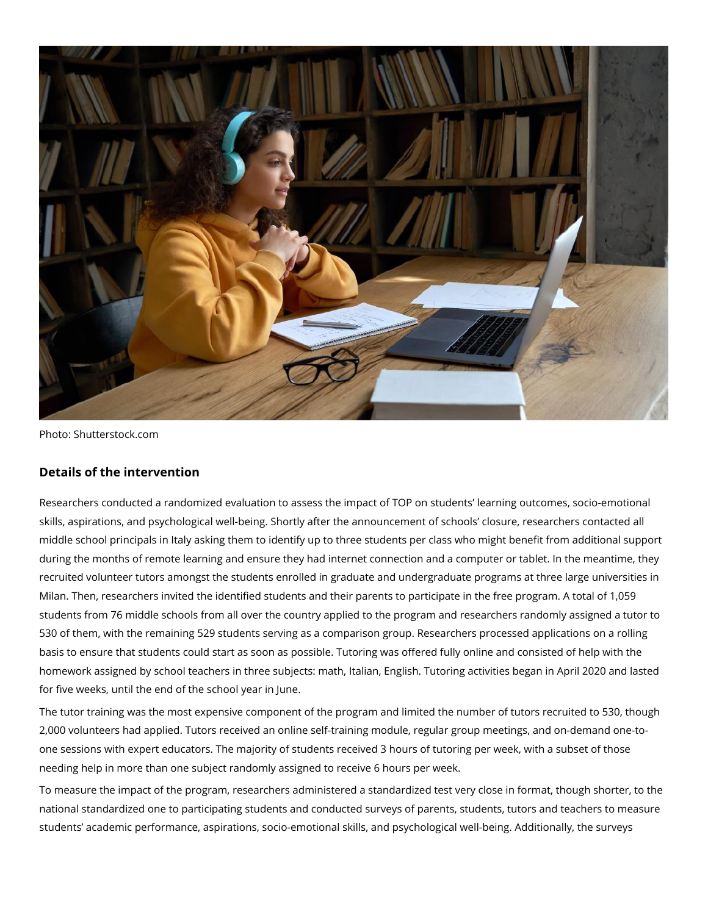Photo: Shutterstock.com

## Details of the intervention

Researchers conducted a randomized evaluation to assess the impact of TOP on students' learning outcomes, socio-emotional skills, aspirations, and psychological well-being. Shortly after the announcement of schools' closure, researchers contacted all middle school principals in Italy asking them to identify up to three students per class who might benefit from additional support during the months of remote learning and ensure they had internet connection and a computer or tablet. In the meantime, they recruited volunteer tutors amongst the students enrolled in graduate and undergraduate programs at three large universities in Milan. Then, researchers invited the identified students and their parents to participate in the free program. A total of 1,059 students from 76 middle schools from all over the country applied to the program and researchers randomly assigned a tutor to 530 of them, with the remaining 529 students serving as a comparison group. Researchers processed applications on a rolling basis to ensure that students could start as soon as possible. Tutoring was offered fully online and consisted of help with the homework assigned by school teachers in three subjects: math, Italian, English. Tutoring activities began in April 2020 and lasted for five weeks, until the end of the school year in June.

The tutor training was the most expensive component of the program and limited the number of tutors recruited to 530, though 2,000 volunteers had applied. Tutors received an online self-training module, regular group meetings, and on-demand one-to-one sessions with expert educators. The majority of students received 3 hours of tutoring per week, with a subset of those needing help in more than one subject randomly assigned to receive 6 hours per week.

To measure the impact of the program, researchers administered a standardized test very close in format, though shorter, to the national standardized one to participating students and conducted surveys of parents, students, tutors and teachers to measure students' academic performance, aspirations, socio-emotional skills, and psychological well-being. Additionally, the surveys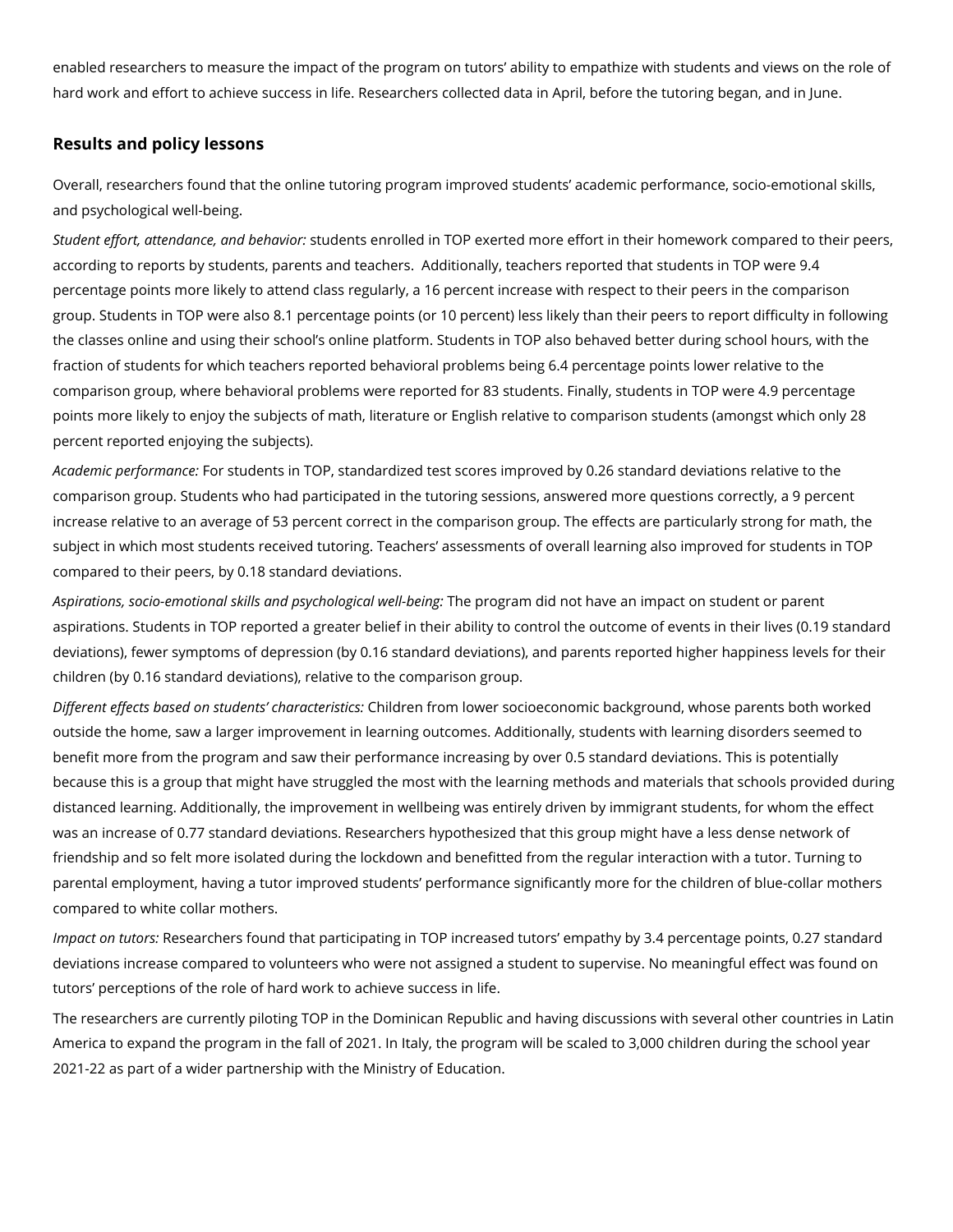enabled researchers to measure the impact of the program on tutors' ability to empathize with students and views on the role of hard work and effort to achieve success in life. Researchers collected data in April, before the tutoring began, and in June.

## Results and policy lessons

Overall, researchers found that the online tutoring program improved students' academic performance, socio-emotional skills, and psychological well-being.

*Student effort, attendance, and behavior:* students enrolled in TOP exerted more effort in their homework compared to their peers, according to reports by students, parents and teachers. Additionally, teachers reported that students in TOP were 9.4 percentage points more likely to attend class regularly, a 16 percent increase with respect to their peers in the comparison group. Students in TOP were also 8.1 percentage points (or 10 percent) less likely than their peers to report difficulty in following the classes online and using their school's online platform. Students in TOP also behaved better during school hours, with the fraction of students for which teachers reported behavioral problems being 6.4 percentage points lower relative to the comparison group, where behavioral problems were reported for 83 students. Finally, students in TOP were 4.9 percentage points more likely to enjoy the subjects of math, literature or English relative to comparison students (amongst which only 28 percent reported enjoying the subjects).

*Academic performance:* For students in TOP, standardized test scores improved by 0.26 standard deviations relative to the comparison group. Students who had participated in the tutoring sessions, answered more questions correctly, a 9 percent increase relative to an average of 53 percent correct in the comparison group. The effects are particularly strong for math, the subject in which most students received tutoring. Teachers' assessments of overall learning also improved for students in TOP compared to their peers, by 0.18 standard deviations.

*Aspirations, socio-emotional skills and psychological well-being:* The program did not have an impact on student or parent aspirations. Students in TOP reported a greater belief in their ability to control the outcome of events in their lives (0.19 standard deviations), fewer symptoms of depression (by 0.16 standard deviations), and parents reported higher happiness levels for their children (by 0.16 standard deviations), relative to the comparison group.

*Different effects based on students' characteristics:* Children from lower socioeconomic background, whose parents both worked outside the home, saw a larger improvement in learning outcomes. Additionally, students with learning disorders seemed to benefit more from the program and saw their performance increasing by over 0.5 standard deviations. This is potentially because this is a group that might have struggled the most with the learning methods and materials that schools provided during distanced learning. Additionally, the improvement in wellbeing was entirely driven by immigrant students, for whom the effect was an increase of 0.77 standard deviations. Researchers hypothesized that this group might have a less dense network of friendship and so felt more isolated during the lockdown and benefitted from the regular interaction with a tutor. Turning to parental employment, having a tutor improved students' performance significantly more for the children of blue-collar mothers compared to white collar mothers.

*Impact on tutors:* Researchers found that participating in TOP increased tutors' empathy by 3.4 percentage points, 0.27 standard deviations increase compared to volunteers who were not assigned a student to supervise. No meaningful effect was found on tutors' perceptions of the role of hard work to achieve success in life.

The researchers are currently piloting TOP in the Dominican Republic and having discussions with several other countries in Latin America to expand the program in the fall of 2021. In Italy, the program will be scaled to 3,000 children during the school year 2021-22 as part of a wider partnership with the Ministry of Education.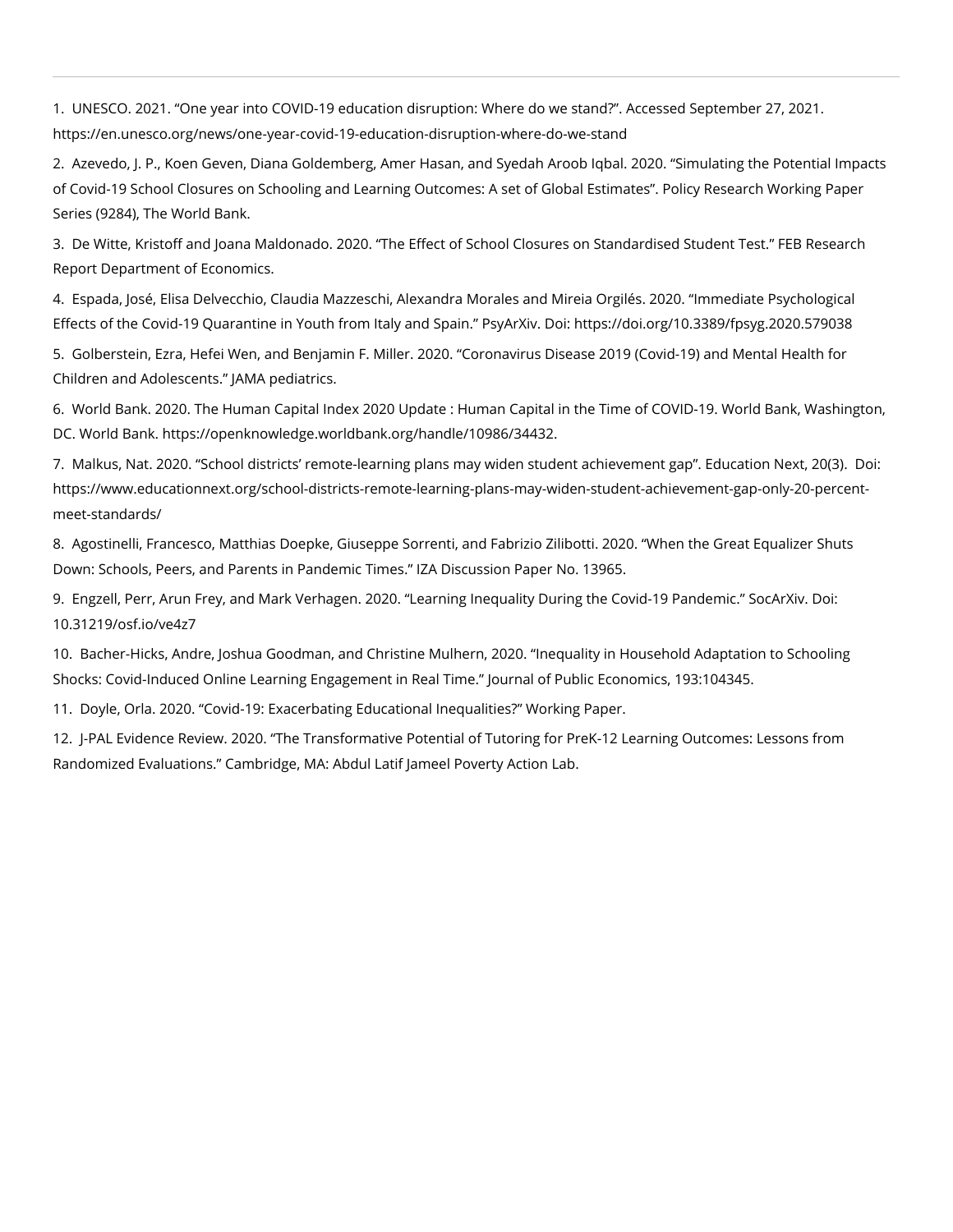1. UNESCO. 2021. "One year into COVID-19 education disruption: Where do we stand?". Accessed September 27, 2021. https://en.unesco.org/news/one-year-covid-19-education-disruption-where-do-we-stand

2. Azevedo, J. P., Koen Geven, Diana Goldemberg, Amer Hasan, and Syedah Aroob Iqbal. 2020. "Simulating the Potential Impacts of Covid-19 School Closures on Schooling and Learning Outcomes: A set of Global Estimates". Policy Research Working Paper Series (9284), The World Bank.

3. De Witte, Kristoff and Joana Maldonado. 2020. "The Effect of School Closures on Standardised Student Test." FEB Research Report Department of Economics.

4. Espada, José, Elisa Delvecchio, Claudia Mazzeschi, Alexandra Morales and Mireia Orgilés. 2020. "Immediate Psychological Effects of the Covid-19 Quarantine in Youth from Italy and Spain." PsyArXiv. Doi: https://doi.org/10.3389/fpsyg.2020.579038

5. Golberstein, Ezra, Hefei Wen, and Benjamin F. Miller. 2020. "Coronavirus Disease 2019 (Covid-19) and Mental Health for Children and Adolescents." JAMA pediatrics.

6. World Bank. 2020. The Human Capital Index 2020 Update : Human Capital in the Time of COVID-19. World Bank, Washington, DC. World Bank. https://openknowledge.worldbank.org/handle/10986/34432.

7. Malkus, Nat. 2020. "School districts' remote-learning plans may widen student achievement gap". Education Next, 20(3). Doi: https://www.educationnext.org/school-districts-remote-learning-plans-may-widen-student-achievement-gap-only-20-percent-meet-standards/

8. Agostinelli, Francesco, Matthias Doepke, Giuseppe Sorrenti, and Fabrizio Zilibotti. 2020. "When the Great Equalizer Shuts Down: Schools, Peers, and Parents in Pandemic Times." IZA Discussion Paper No. 13965.

9. Engzell, Perr, Arun Frey, and Mark Verhagen. 2020. "Learning Inequality During the Covid-19 Pandemic." SocArXiv. Doi: 10.31219/osf.io/ve4z7

10. Bacher-Hicks, Andre, Joshua Goodman, and Christine Mulhern, 2020. "Inequality in Household Adaptation to Schooling Shocks: Covid-Induced Online Learning Engagement in Real Time." Journal of Public Economics, 193:104345.

11. Doyle, Orla. 2020. "Covid-19: Exacerbating Educational Inequalities?" Working Paper.

12. J-PAL Evidence Review. 2020. "The Transformative Potential of Tutoring for PreK-12 Learning Outcomes: Lessons from Randomized Evaluations." Cambridge, MA: Abdul Latif Jameel Poverty Action Lab.